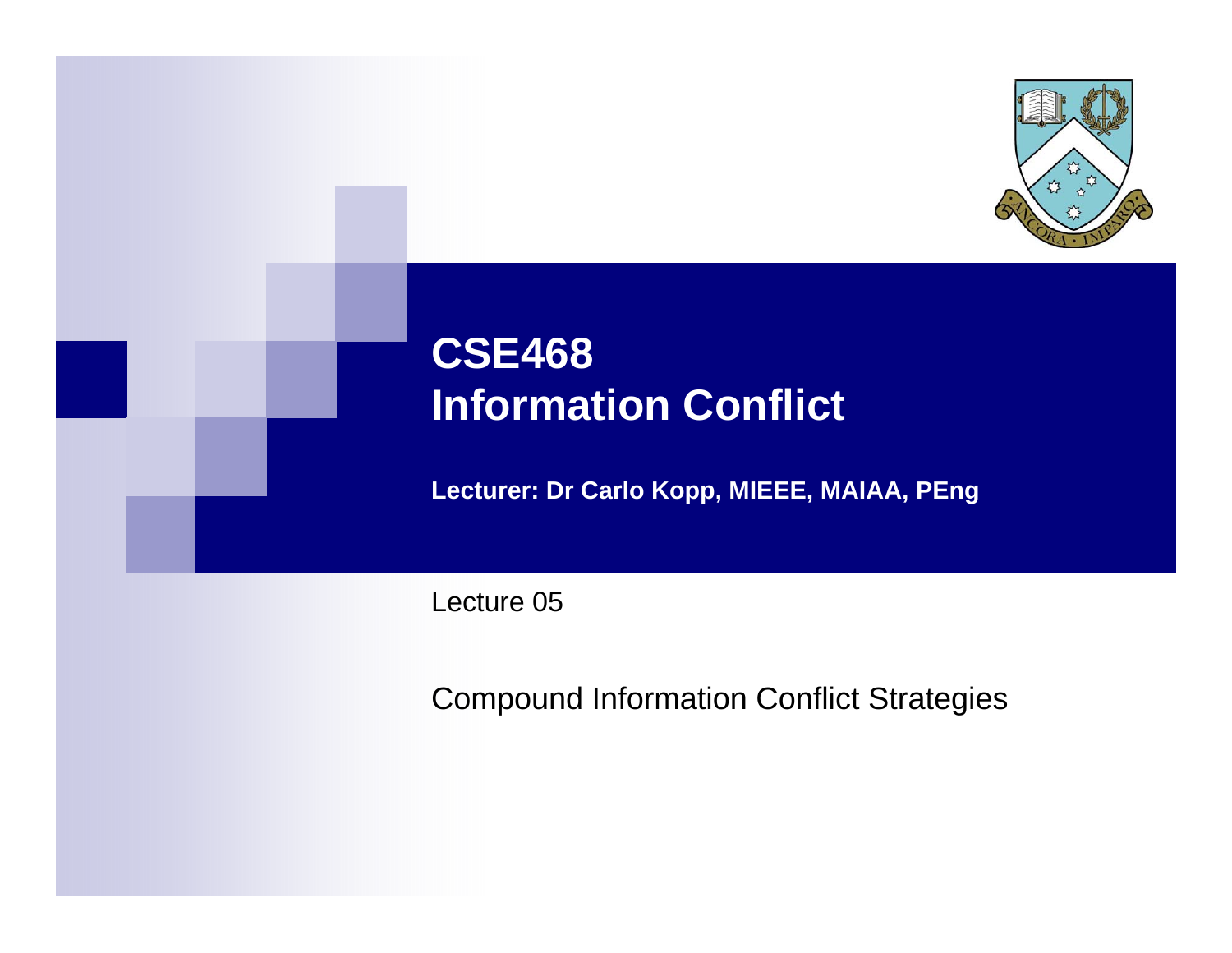# CSE468
# Information Conflict

**Lecturer: Dr Carlo Kopp, MIEEE, MAIAA, PEng**

Lecture 05

Compound Information Conflict Strategies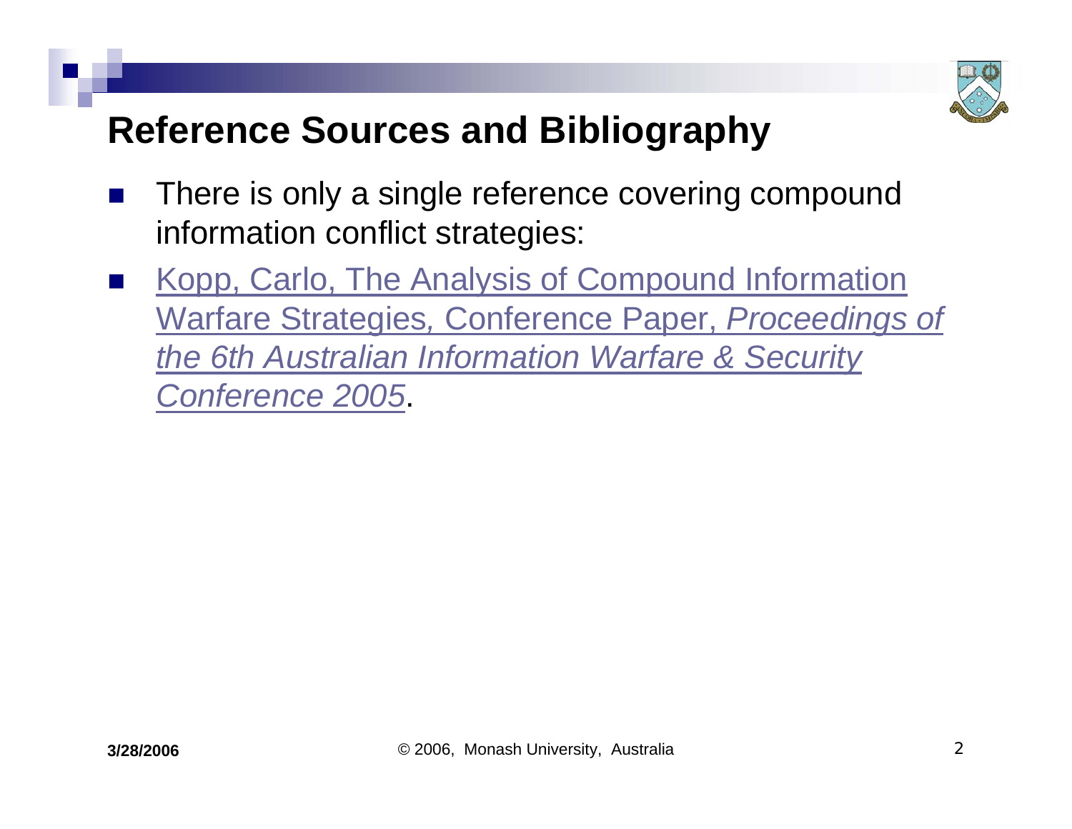# Reference Sources and Bibliography

- There is only a single reference covering compound information conflict strategies:
- Kopp, Carlo, The Analysis of Compound Information Warfare Strategies, Conference Paper, *Proceedings of the 6th Australian Information Warfare & Security Conference 2005*.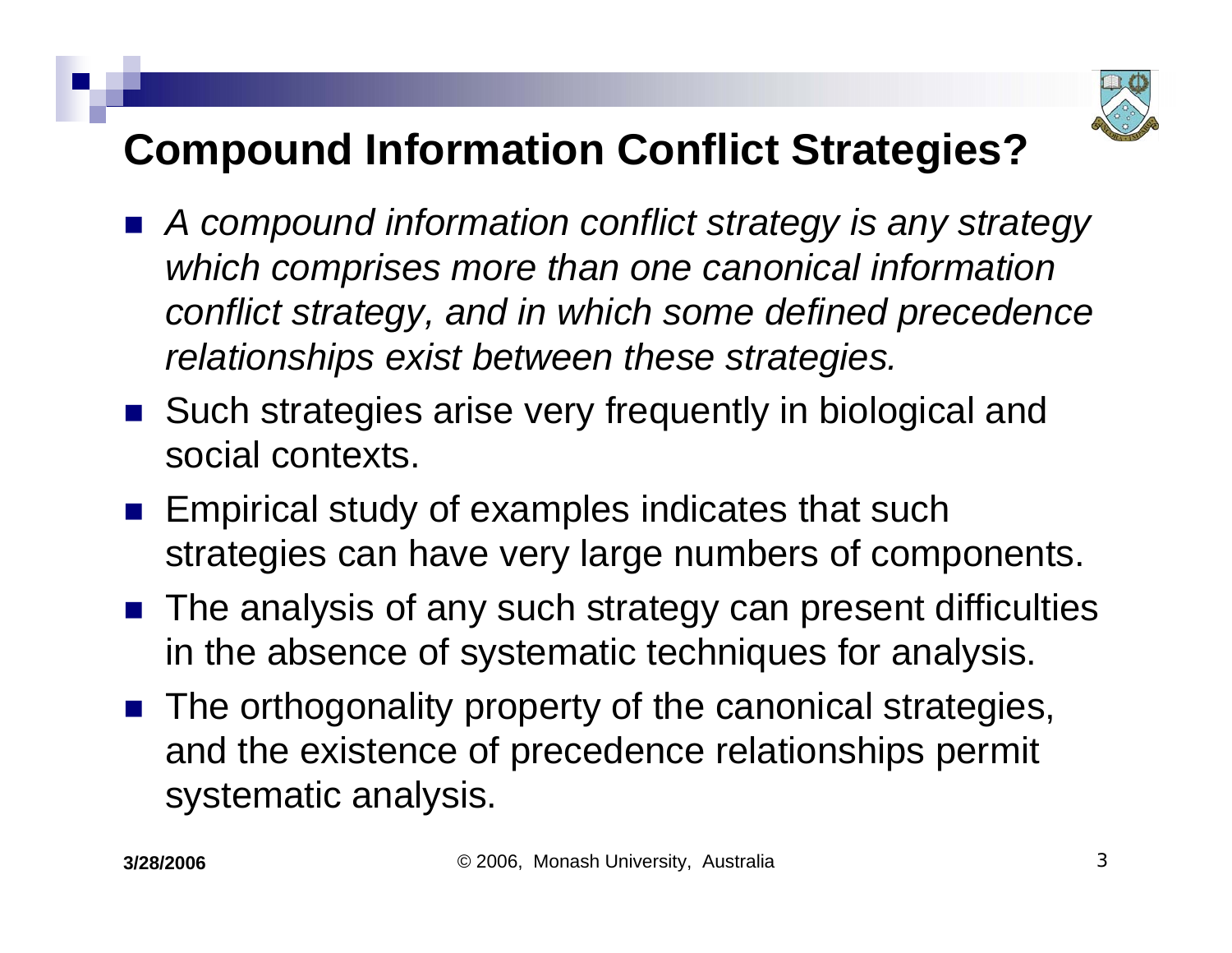# Compound Information Conflict Strategies?

- *A compound information conflict strategy is any strategy which comprises more than one canonical information conflict strategy, and in which some defined precedence relationships exist between these strategies.*
- Such strategies arise very frequently in biological and social contexts.
- Empirical study of examples indicates that such strategies can have very large numbers of components.
- The analysis of any such strategy can present difficulties in the absence of systematic techniques for analysis.
- The orthogonality property of the canonical strategies, and the existence of precedence relationships permit systematic analysis.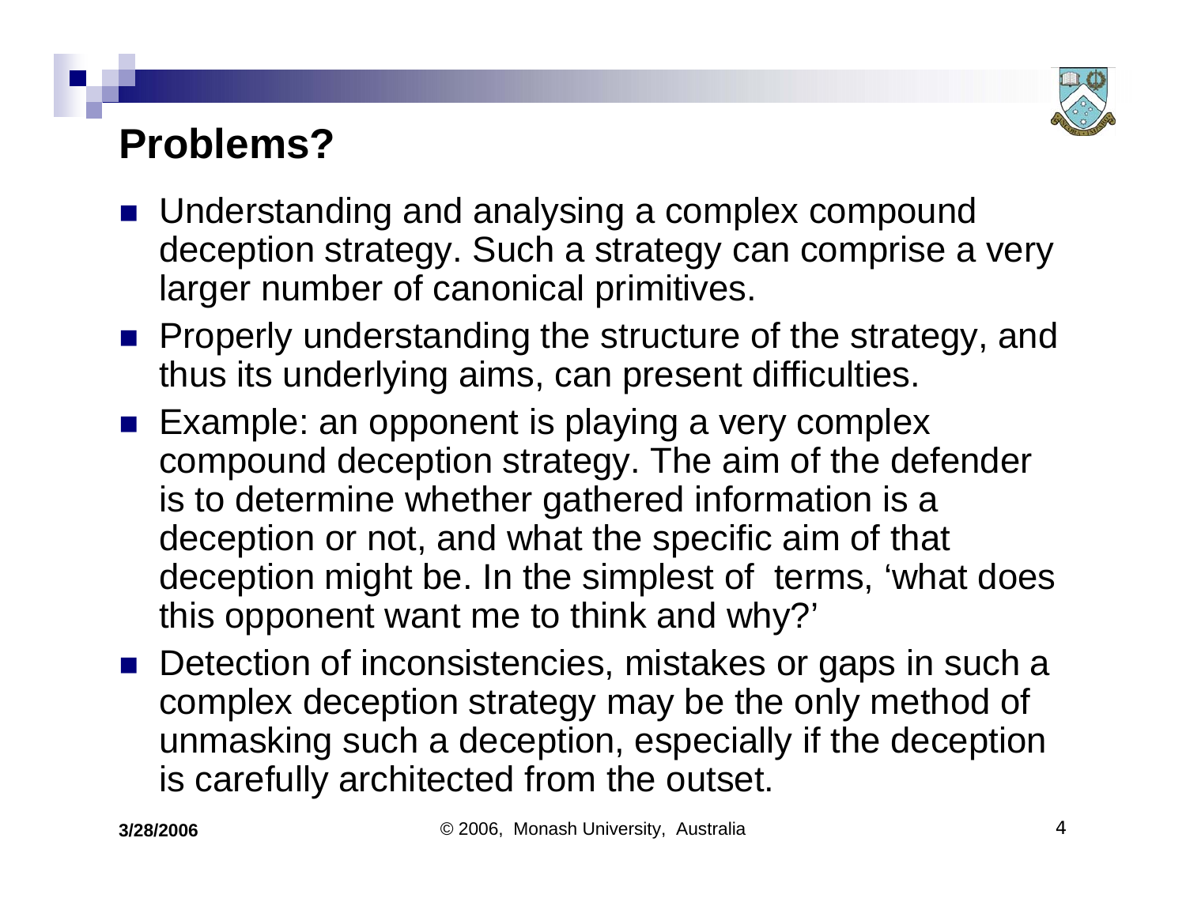# Problems?

- Understanding and analysing a complex compound deception strategy. Such a strategy can comprise a very larger number of canonical primitives.
- Properly understanding the structure of the strategy, and thus its underlying aims, can present difficulties.
- Example: an opponent is playing a very complex compound deception strategy. The aim of the defender is to determine whether gathered information is a deception or not, and what the specific aim of that deception might be. In the simplest of terms, 'what does this opponent want me to think and why?'
- Detection of inconsistencies, mistakes or gaps in such a complex deception strategy may be the only method of unmasking such a deception, especially if the deception is carefully architected from the outset.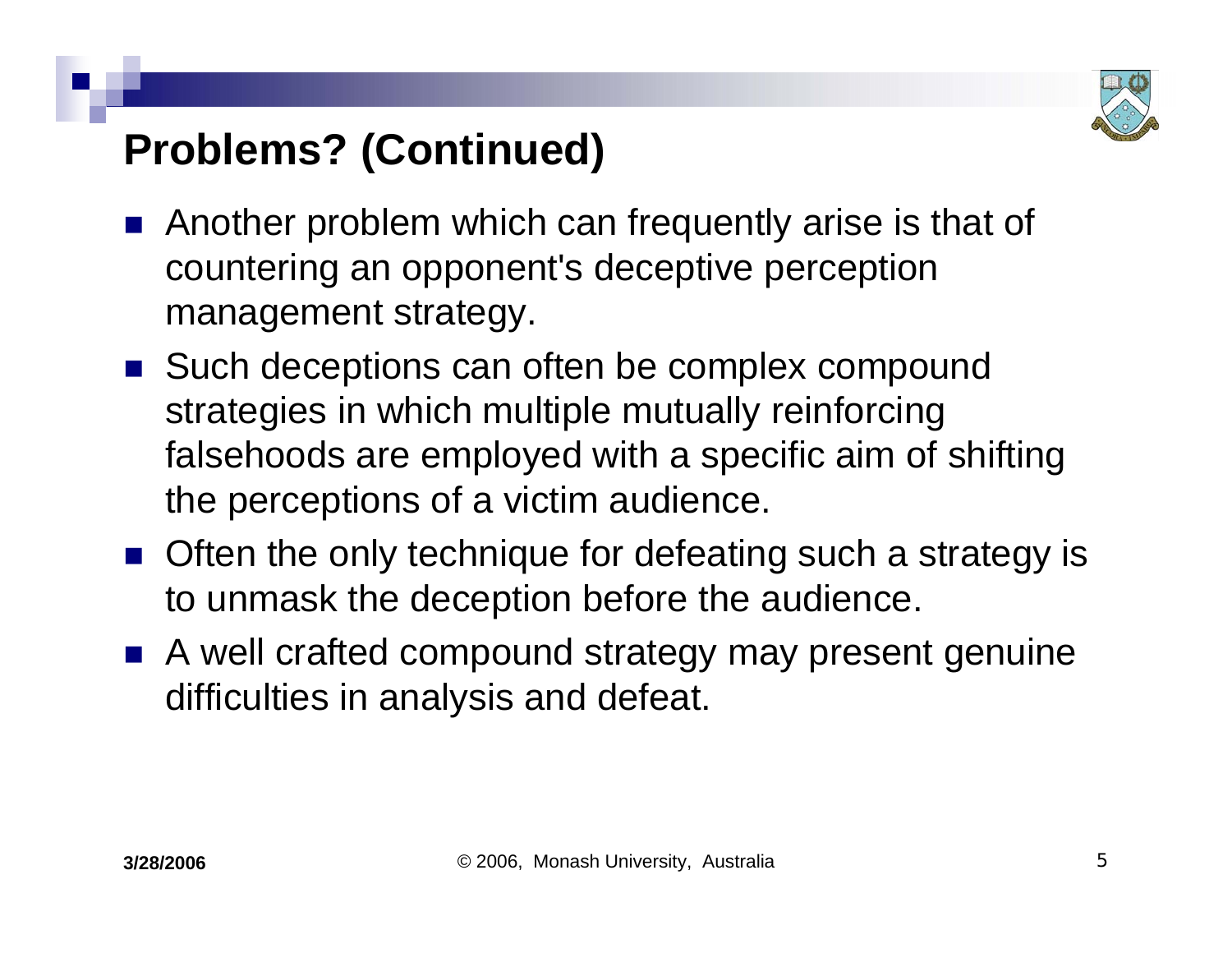# Problems? (Continued)

- Another problem which can frequently arise is that of countering an opponent's deceptive perception management strategy.
- Such deceptions can often be complex compound strategies in which multiple mutually reinforcing falsehoods are employed with a specific aim of shifting the perceptions of a victim audience.
- Often the only technique for defeating such a strategy is to unmask the deception before the audience.
- A well crafted compound strategy may present genuine difficulties in analysis and defeat.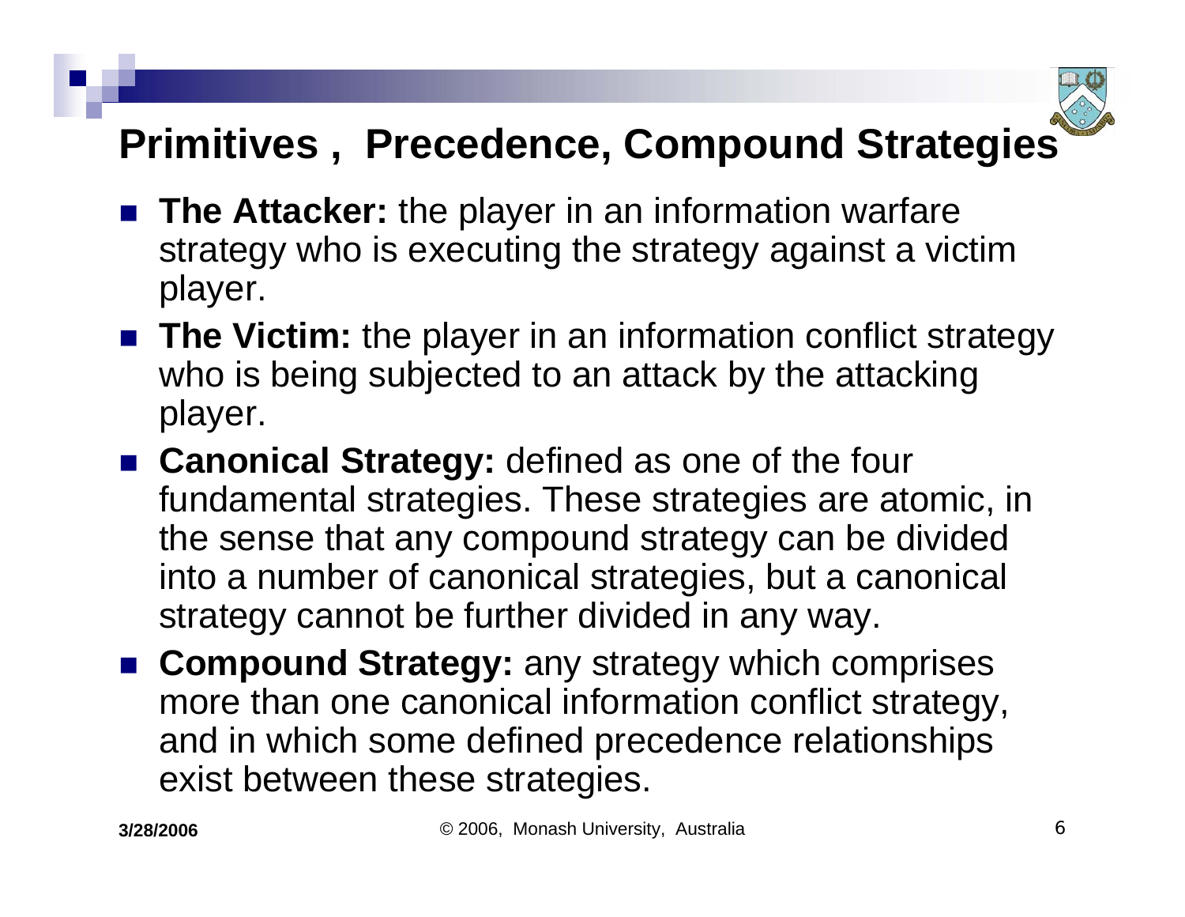# Primitives , Precedence, Compound Strategies

- **The Attacker:** the player in an information warfare strategy who is executing the strategy against a victim player.
- **The Victim:** the player in an information conflict strategy who is being subjected to an attack by the attacking player.
- **Canonical Strategy:** defined as one of the four fundamental strategies. These strategies are atomic, in the sense that any compound strategy can be divided into a number of canonical strategies, but a canonical strategy cannot be further divided in any way.
- **Compound Strategy:** any strategy which comprises more than one canonical information conflict strategy, and in which some defined precedence relationships exist between these strategies.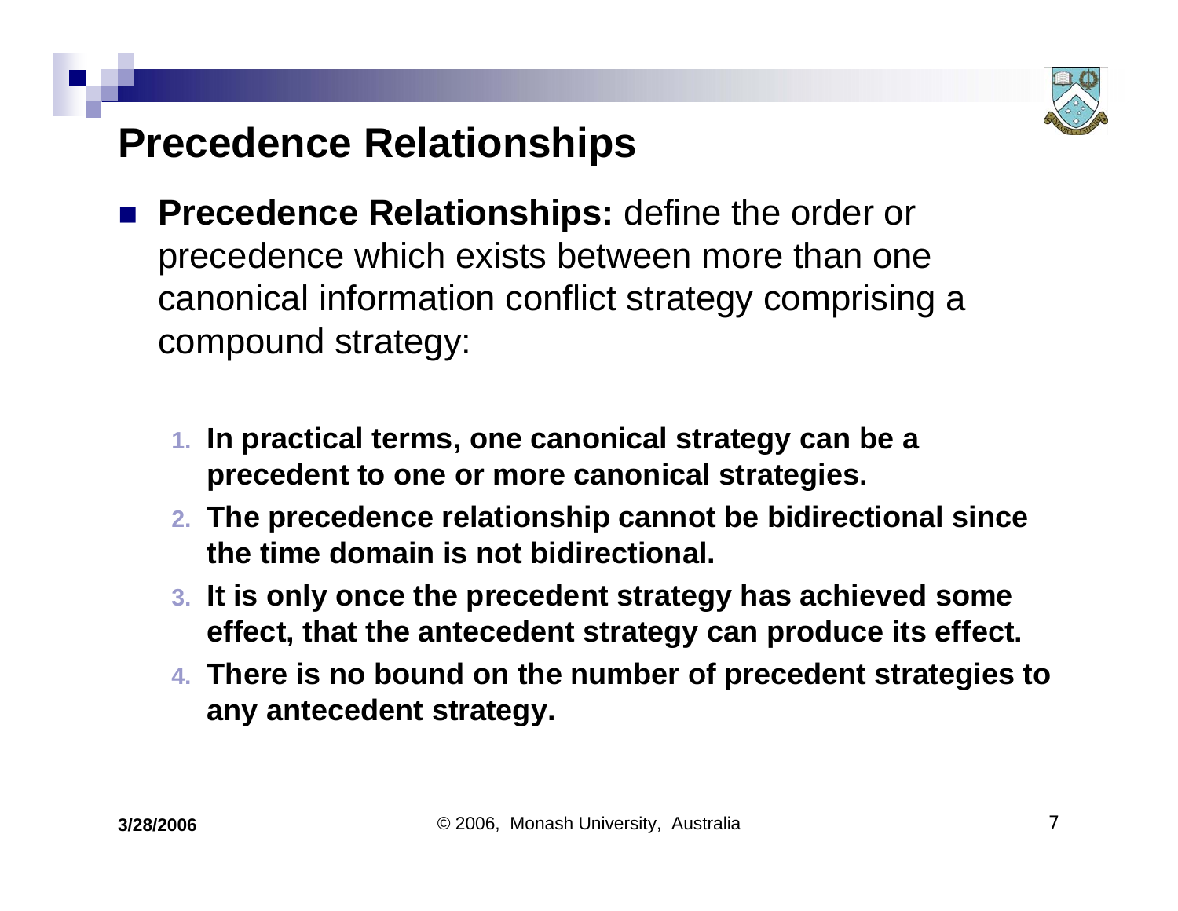# Precedence Relationships

- **Precedence Relationships:** define the order or precedence which exists between more than one canonical information conflict strategy comprising a compound strategy:

  1. **In practical terms, one canonical strategy can be a precedent to one or more canonical strategies.**
  2. **The precedence relationship cannot be bidirectional since the time domain is not bidirectional.**
  3. **It is only once the precedent strategy has achieved some effect, that the antecedent strategy can produce its effect.**
  4. **There is no bound on the number of precedent strategies to any antecedent strategy.**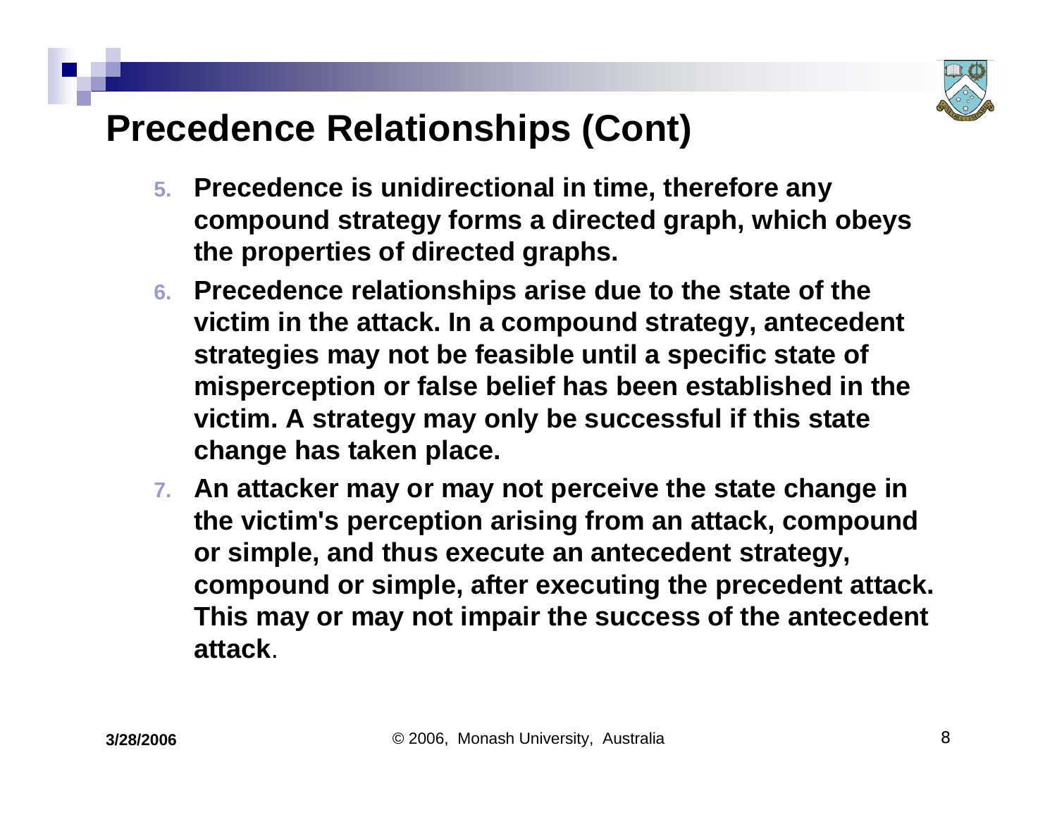# Precedence Relationships (Cont)

5. **Precedence is unidirectional in time, therefore any compound strategy forms a directed graph, which obeys the properties of directed graphs.**
6. **Precedence relationships arise due to the state of the victim in the attack. In a compound strategy, antecedent strategies may not be feasible until a specific state of misperception or false belief has been established in the victim. A strategy may only be successful if this state change has taken place.**
7. **An attacker may or may not perceive the state change in the victim's perception arising from an attack, compound or simple, and thus execute an antecedent strategy, compound or simple, after executing the precedent attack. This may or may not impair the success of the antecedent attack**.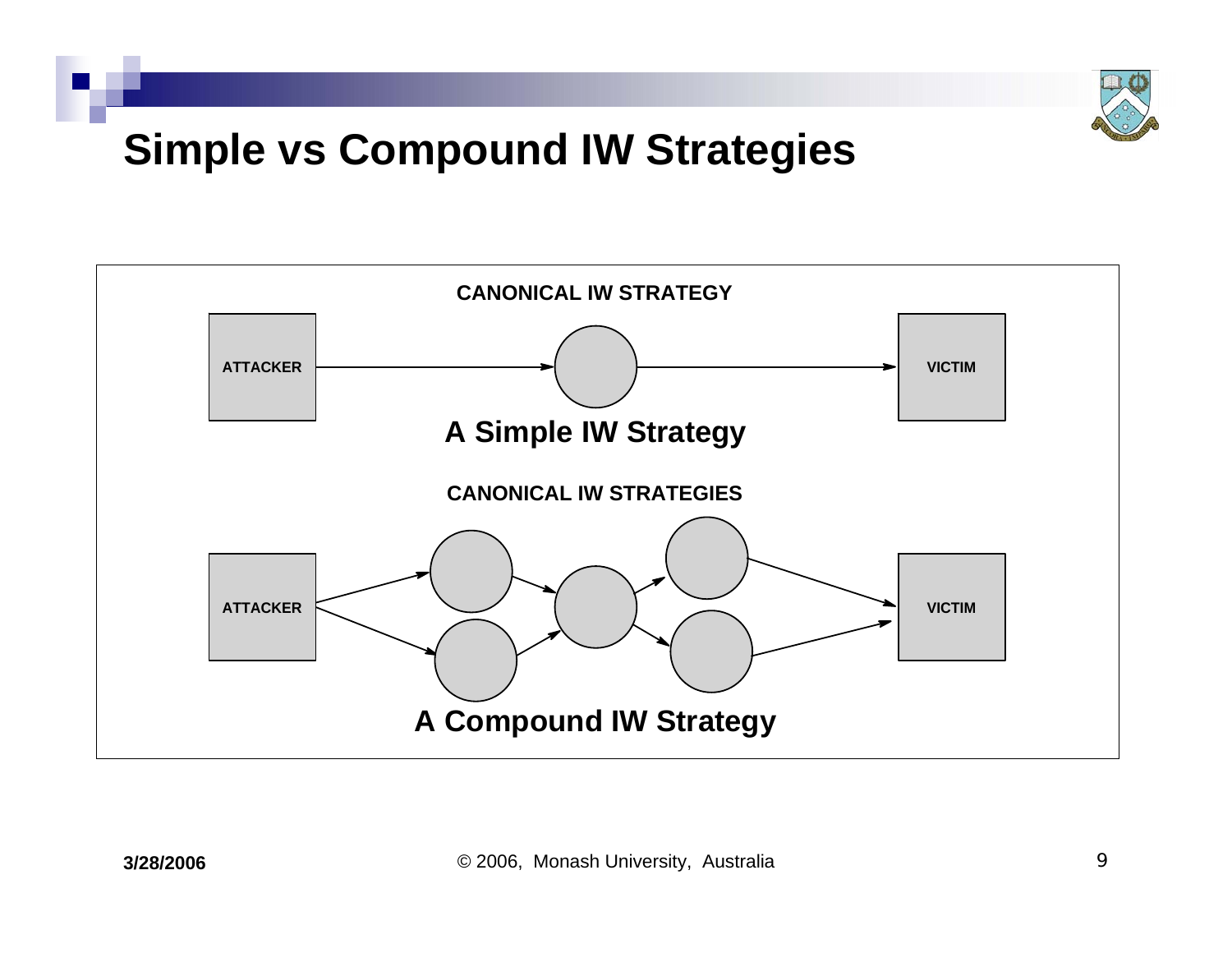# Simple vs Compound IW Strategies

CANONICAL IW STRATEGY

ATTACKER → ○ → VICTIM

**A Simple IW Strategy**

CANONICAL IW STRATEGIES

ATTACKER → ○ ○ → ○ → ○ ○ → VICTIM

**A Compound IW Strategy**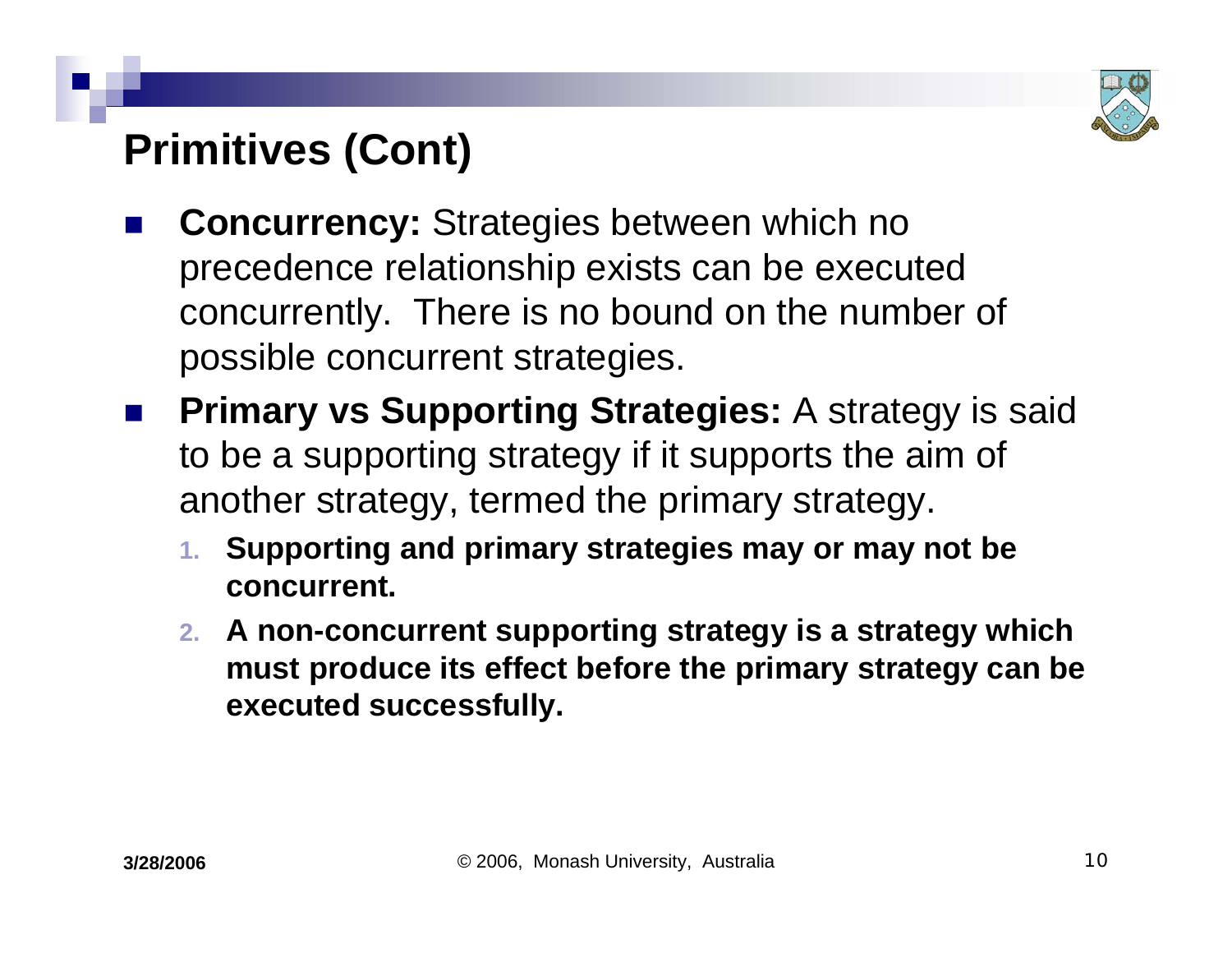# Primitives (Cont)

- **Concurrency:** Strategies between which no precedence relationship exists can be executed concurrently. There is no bound on the number of possible concurrent strategies.
- **Primary vs Supporting Strategies:** A strategy is said to be a supporting strategy if it supports the aim of another strategy, termed the primary strategy.
  1. **Supporting and primary strategies may or may not be concurrent.**
  2. **A non-concurrent supporting strategy is a strategy which must produce its effect before the primary strategy can be executed successfully.**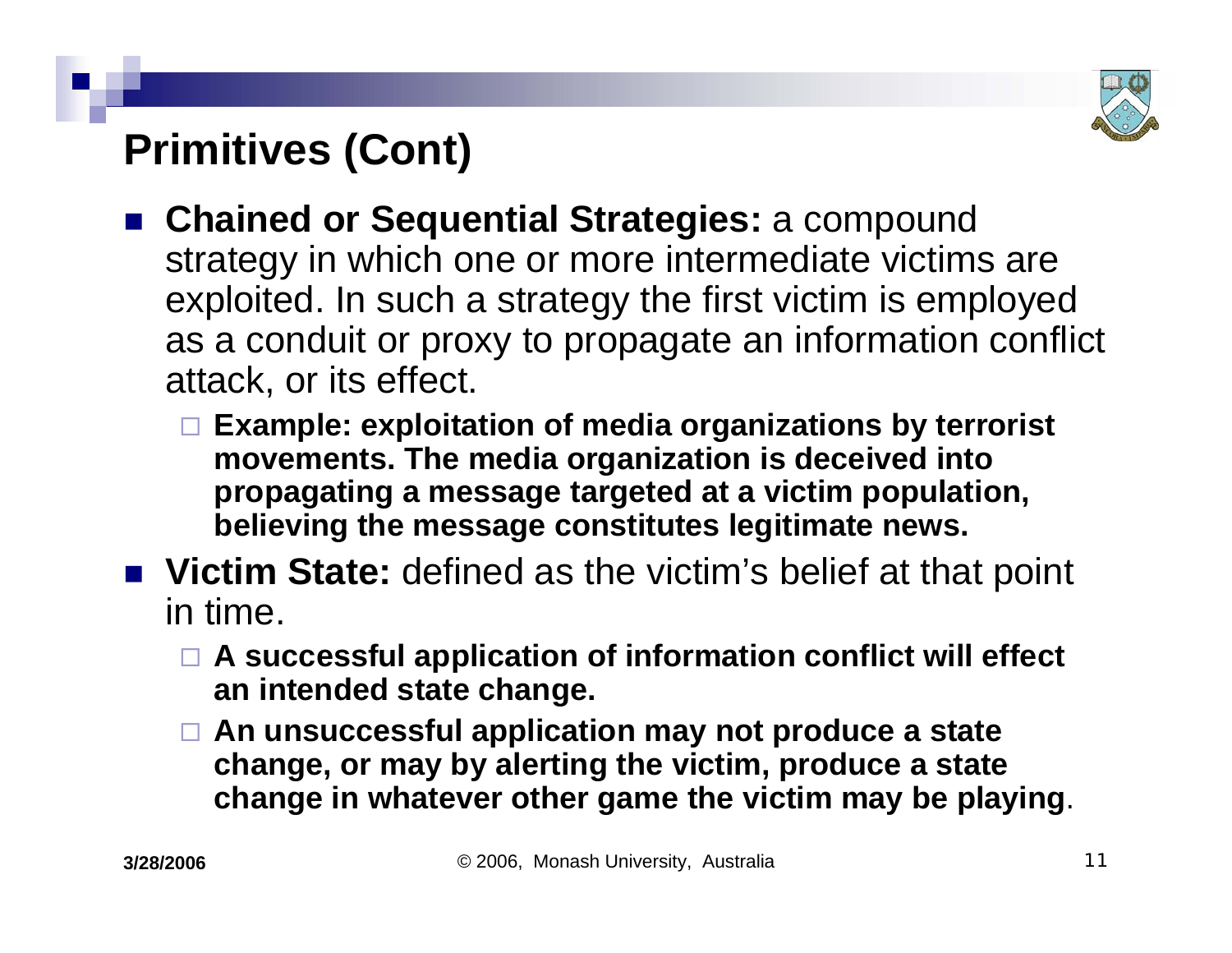# Primitives (Cont)

- **Chained or Sequential Strategies:** a compound strategy in which one or more intermediate victims are exploited. In such a strategy the first victim is employed as a conduit or proxy to propagate an information conflict attack, or its effect.
  - **Example: exploitation of media organizations by terrorist movements. The media organization is deceived into propagating a message targeted at a victim population, believing the message constitutes legitimate news.**
- **Victim State:** defined as the victim's belief at that point in time.
  - **A successful application of information conflict will effect an intended state change.**
  - **An unsuccessful application may not produce a state change, or may by alerting the victim, produce a state change in whatever other game the victim may be playing**.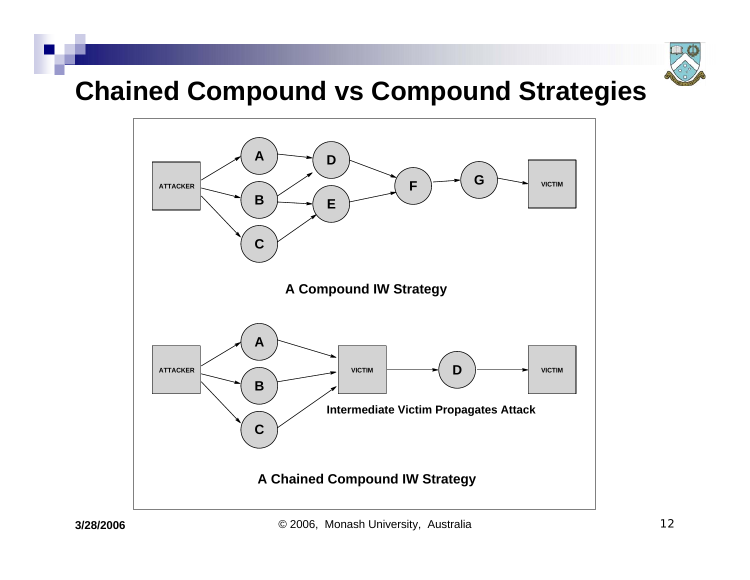# Chained Compound vs Compound Strategies

A Compound IW Strategy

Intermediate Victim Propagates Attack

A Chained Compound IW Strategy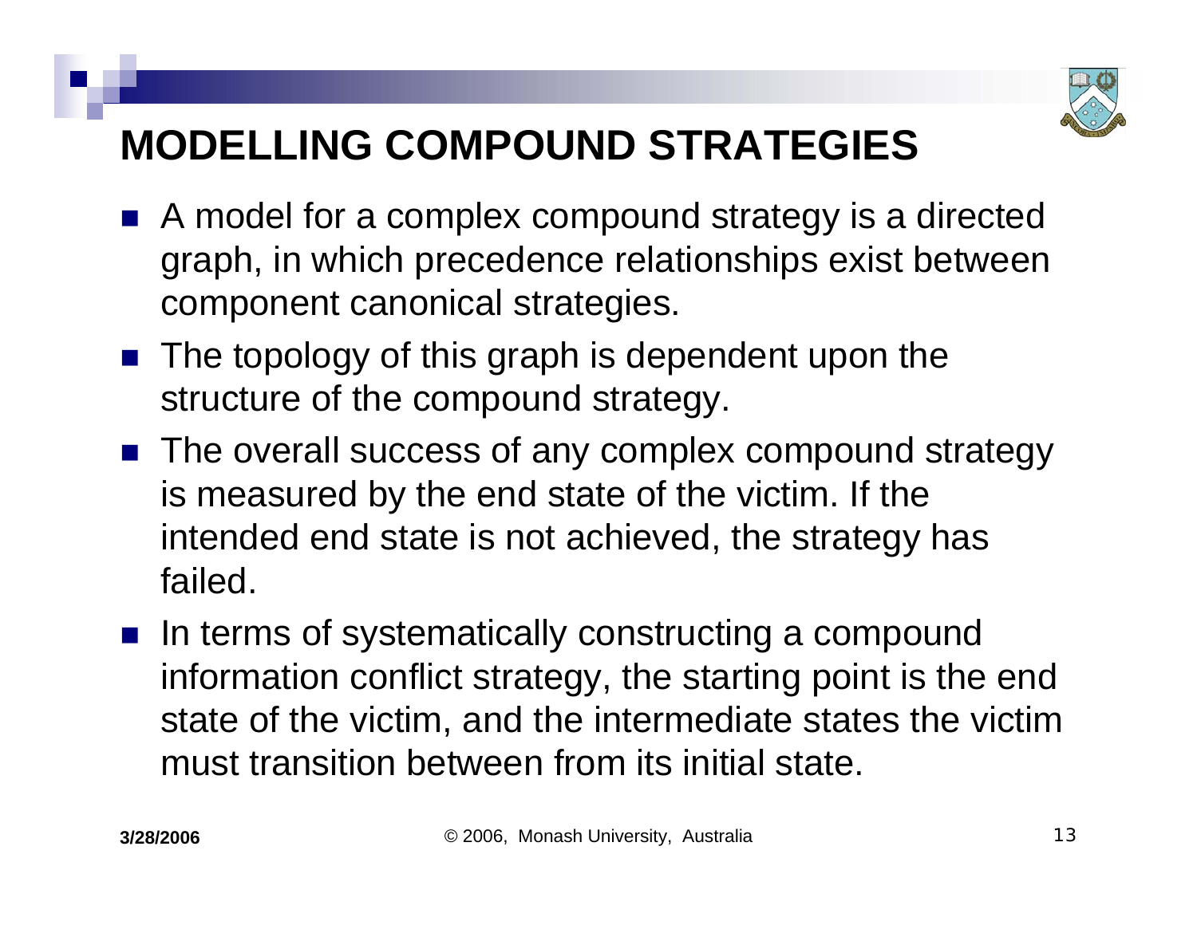# MODELLING COMPOUND STRATEGIES

- A model for a complex compound strategy is a directed graph, in which precedence relationships exist between component canonical strategies.
- The topology of this graph is dependent upon the structure of the compound strategy.
- The overall success of any complex compound strategy is measured by the end state of the victim. If the intended end state is not achieved, the strategy has failed.
- In terms of systematically constructing a compound information conflict strategy, the starting point is the end state of the victim, and the intermediate states the victim must transition between from its initial state.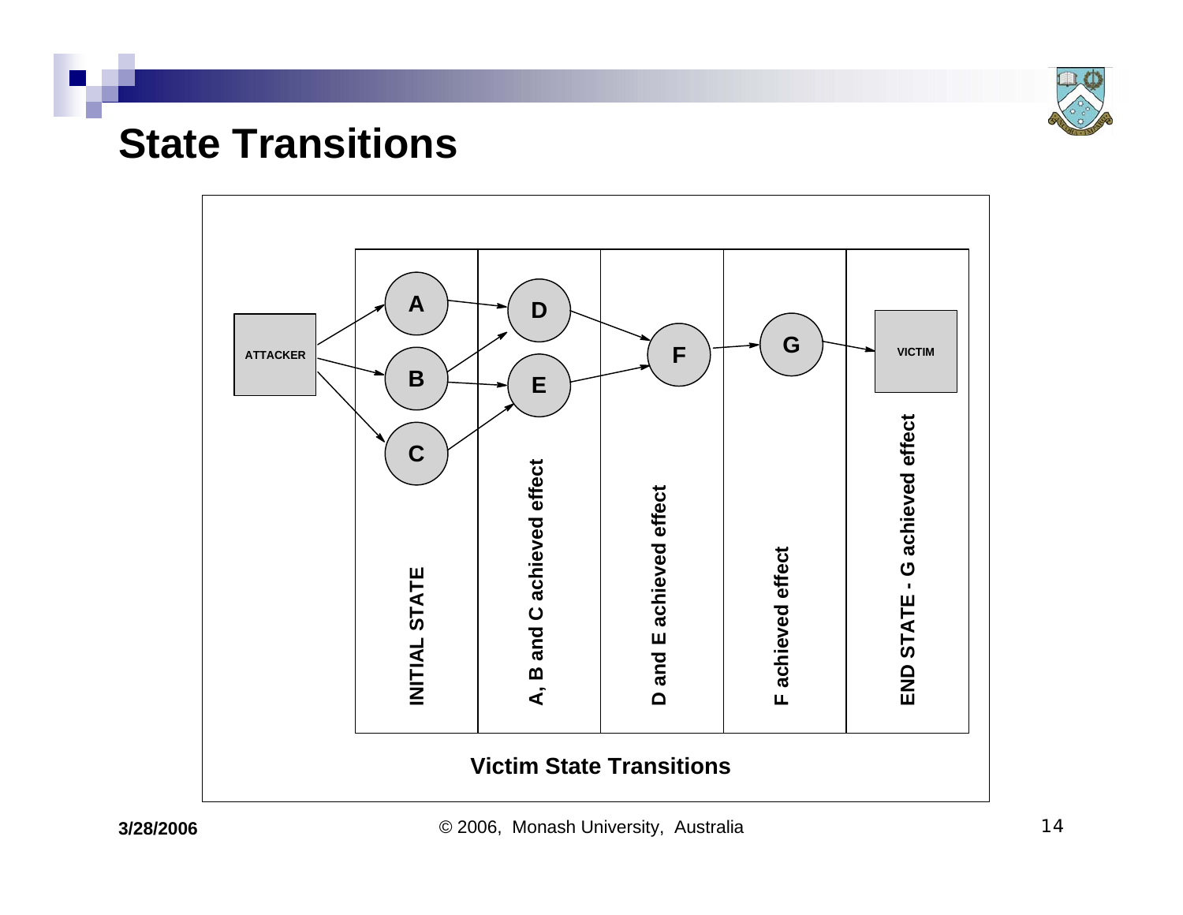# State Transitions

ATTACKER

A B C D E F G

VICTIM

INITIAL STATE

A, B and C achieved effect

D and E achieved effect

F achieved effect

END STATE - G achieved effect

**Victim State Transitions**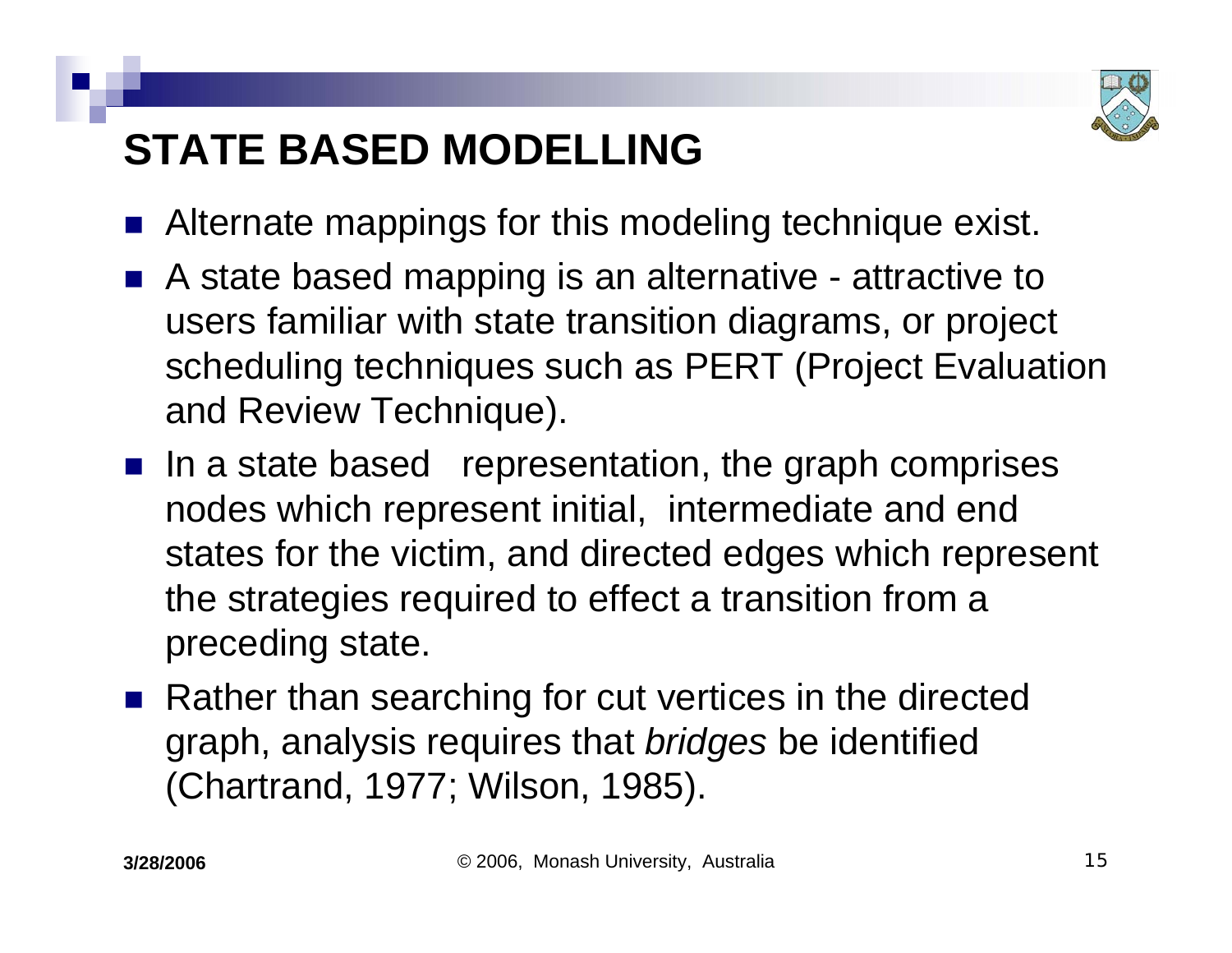# STATE BASED MODELLING

- Alternate mappings for this modeling technique exist.
- A state based mapping is an alternative - attractive to users familiar with state transition diagrams, or project scheduling techniques such as PERT (Project Evaluation and Review Technique).
- In a state based representation, the graph comprises nodes which represent initial, intermediate and end states for the victim, and directed edges which represent the strategies required to effect a transition from a preceding state.
- Rather than searching for cut vertices in the directed graph, analysis requires that *bridges* be identified (Chartrand, 1977; Wilson, 1985).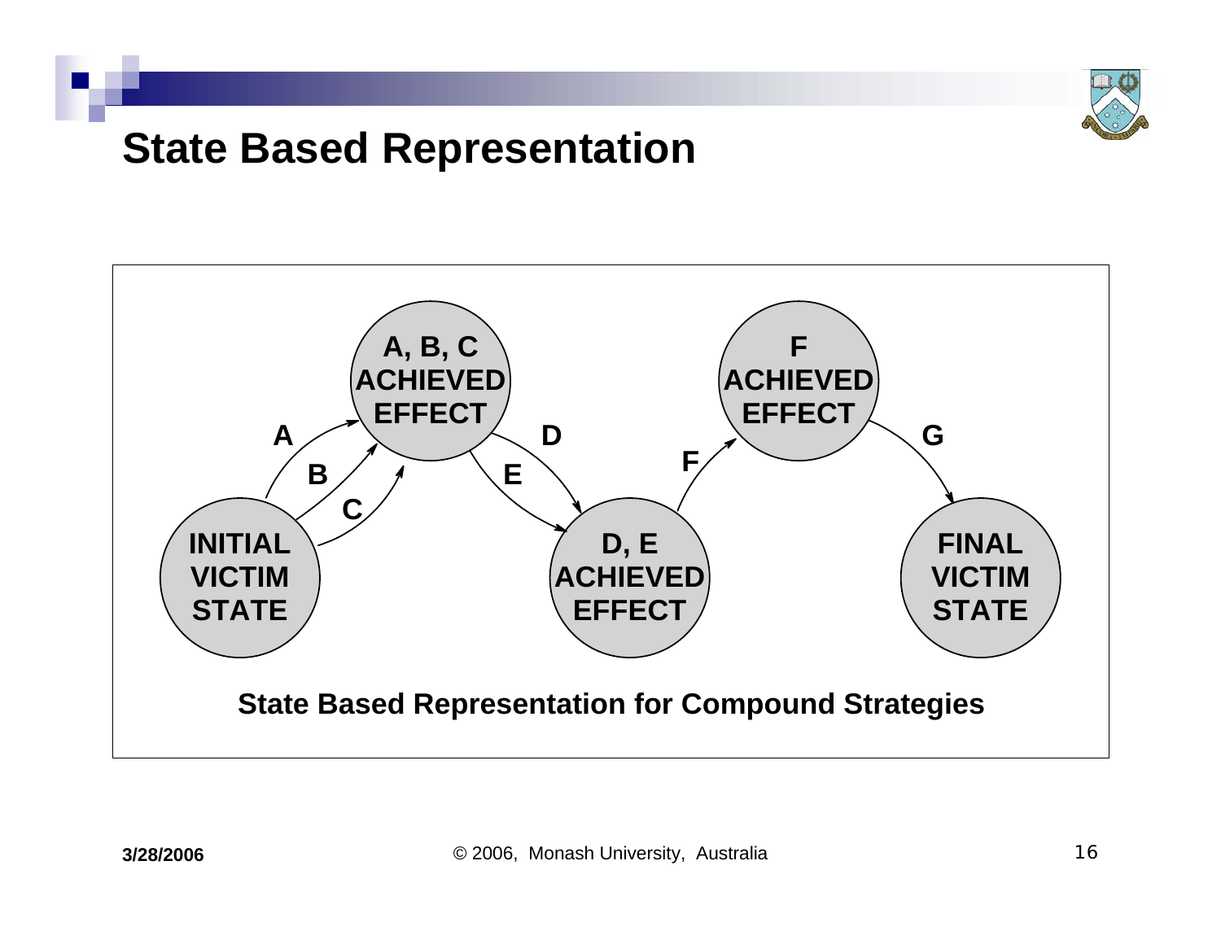# State Based Representation

INITIAL VICTIM STATE

A, B, C ACHIEVED EFFECT

D, E ACHIEVED EFFECT

F ACHIEVED EFFECT

FINAL VICTIM STATE

A B C D E F G

State Based Representation for Compound Strategies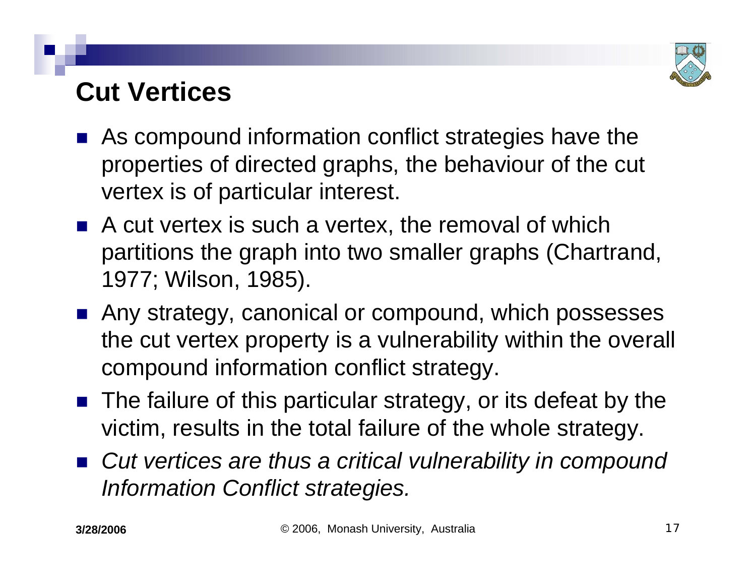# Cut Vertices

- As compound information conflict strategies have the properties of directed graphs, the behaviour of the cut vertex is of particular interest.
- A cut vertex is such a vertex, the removal of which partitions the graph into two smaller graphs (Chartrand, 1977; Wilson, 1985).
- Any strategy, canonical or compound, which possesses the cut vertex property is a vulnerability within the overall compound information conflict strategy.
- The failure of this particular strategy, or its defeat by the victim, results in the total failure of the whole strategy.
- *Cut vertices are thus a critical vulnerability in compound Information Conflict strategies.*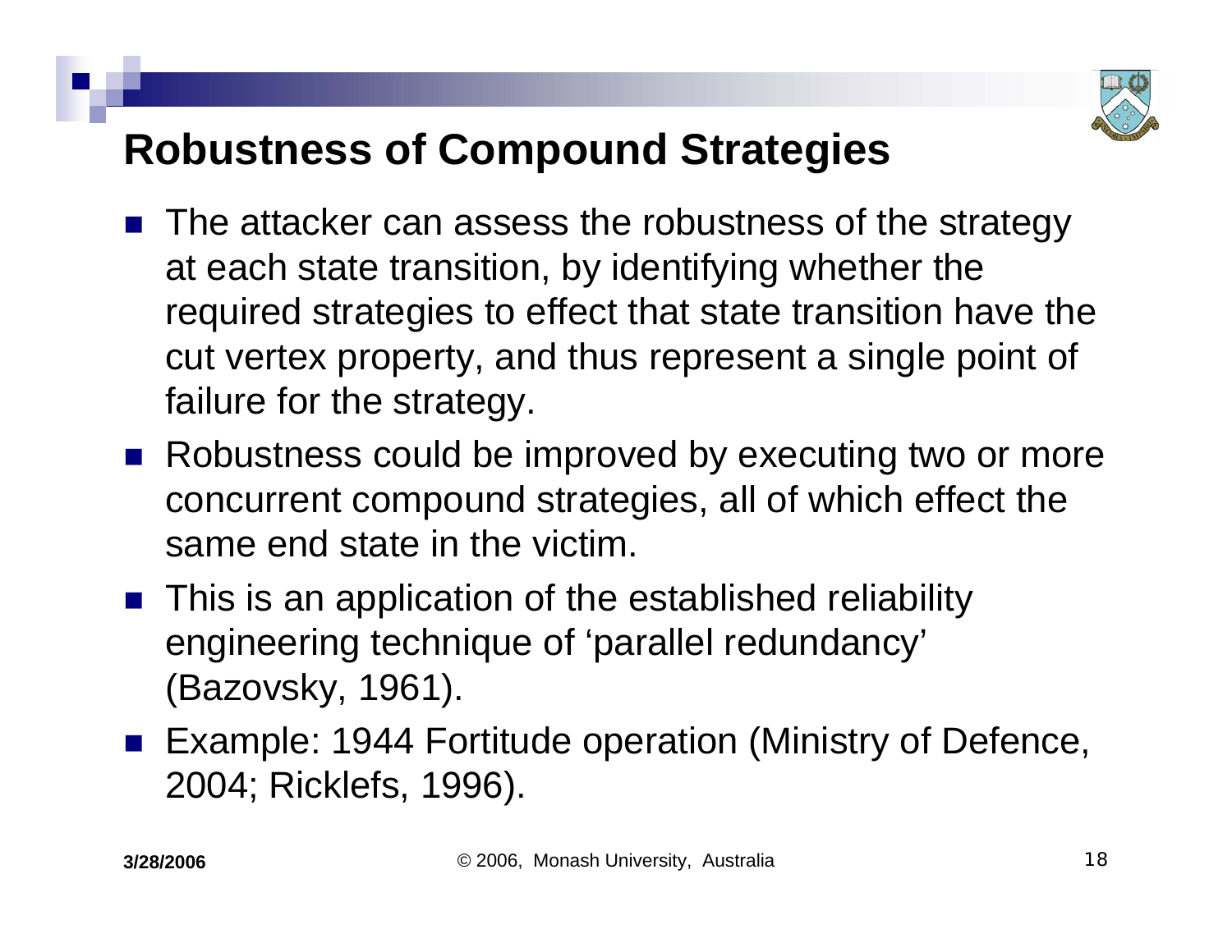# Robustness of Compound Strategies

- The attacker can assess the robustness of the strategy at each state transition, by identifying whether the required strategies to effect that state transition have the cut vertex property, and thus represent a single point of failure for the strategy.
- Robustness could be improved by executing two or more concurrent compound strategies, all of which effect the same end state in the victim.
- This is an application of the established reliability engineering technique of 'parallel redundancy' (Bazovsky, 1961).
- Example: 1944 Fortitude operation (Ministry of Defence, 2004; Ricklefs, 1996).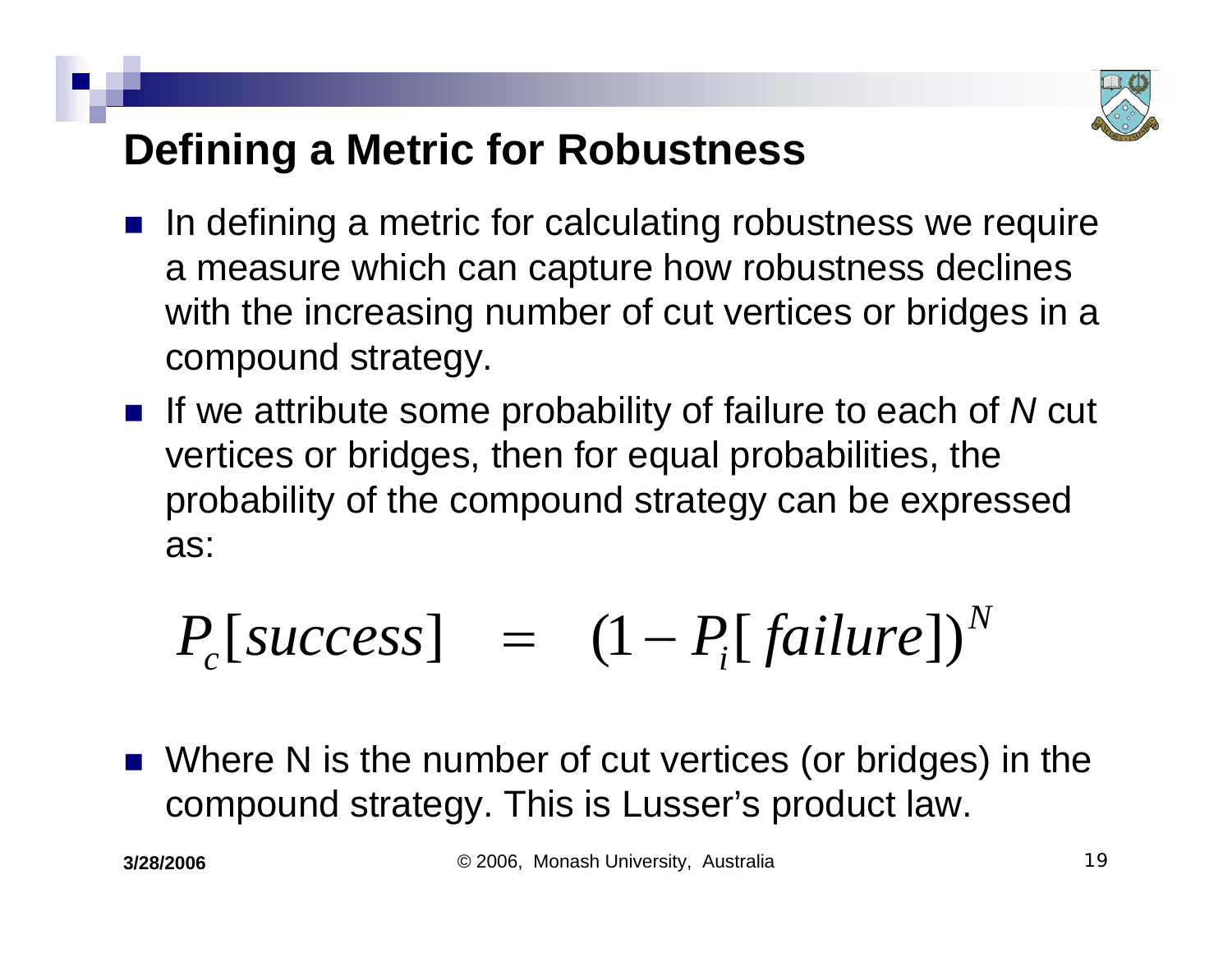# Defining a Metric for Robustness

- In defining a metric for calculating robustness we require a measure which can capture how robustness declines with the increasing number of cut vertices or bridges in a compound strategy.
- If we attribute some probability of failure to each of *N* cut vertices or bridges, then for equal probabilities, the probability of the compound strategy can be expressed as:

$$P_c[success] \quad = \quad (1 - P_i[\,failure])^N$$

- Where N is the number of cut vertices (or bridges) in the compound strategy. This is Lusser's product law.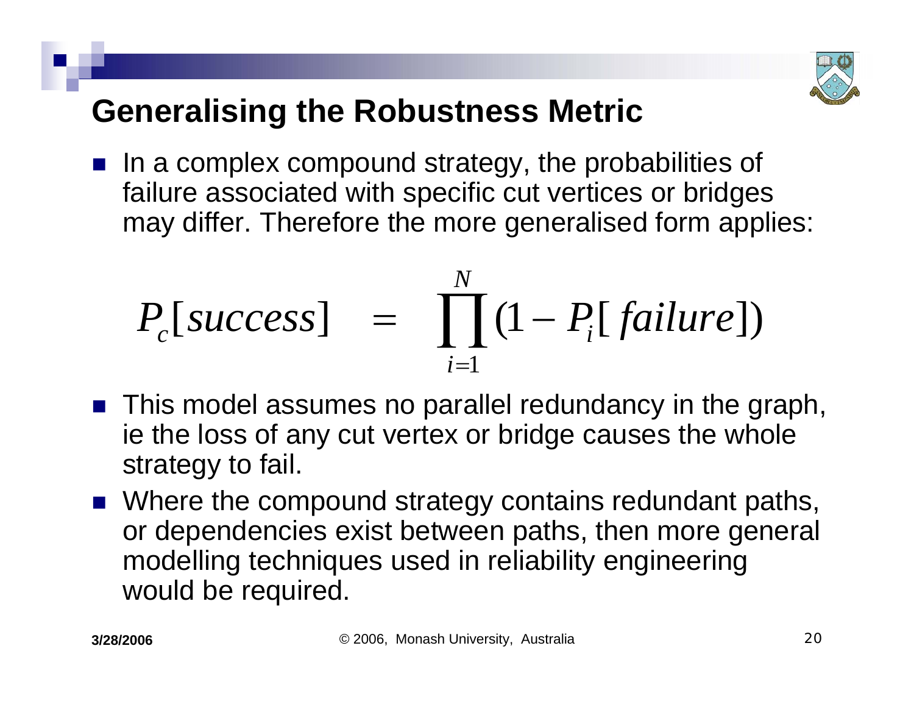# Generalising the Robustness Metric

- In a complex compound strategy, the probabilities of failure associated with specific cut vertices or bridges may differ. Therefore the more generalised form applies:

$$P_c[success] \quad = \quad \prod_{i=1}^{N} (1 - P_i[\,failure])$$

- This model assumes no parallel redundancy in the graph, ie the loss of any cut vertex or bridge causes the whole strategy to fail.
- Where the compound strategy contains redundant paths, or dependencies exist between paths, then more general modelling techniques used in reliability engineering would be required.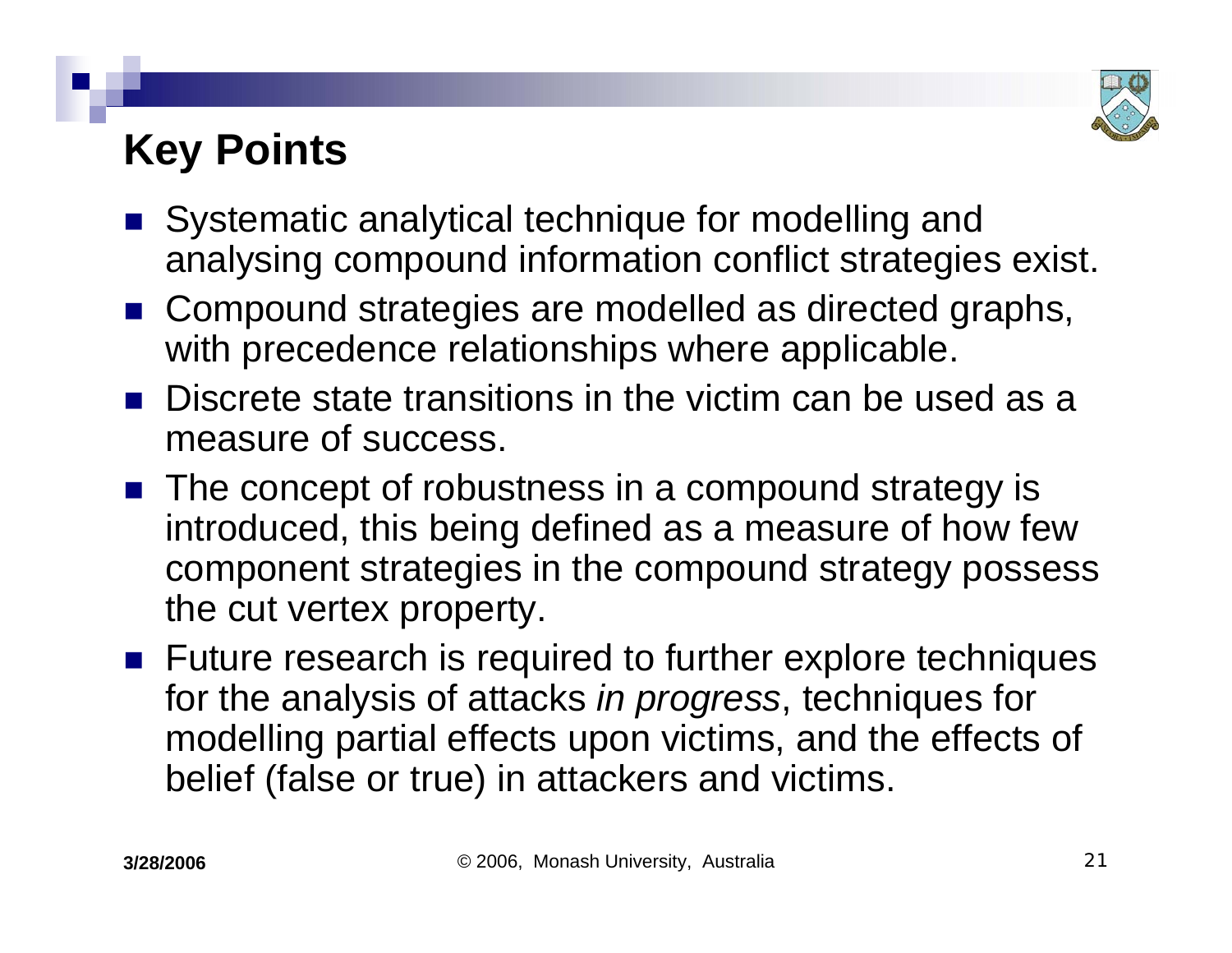# Key Points

- Systematic analytical technique for modelling and analysing compound information conflict strategies exist.
- Compound strategies are modelled as directed graphs, with precedence relationships where applicable.
- Discrete state transitions in the victim can be used as a measure of success.
- The concept of robustness in a compound strategy is introduced, this being defined as a measure of how few component strategies in the compound strategy possess the cut vertex property.
- Future research is required to further explore techniques for the analysis of attacks *in progress*, techniques for modelling partial effects upon victims, and the effects of belief (false or true) in attackers and victims.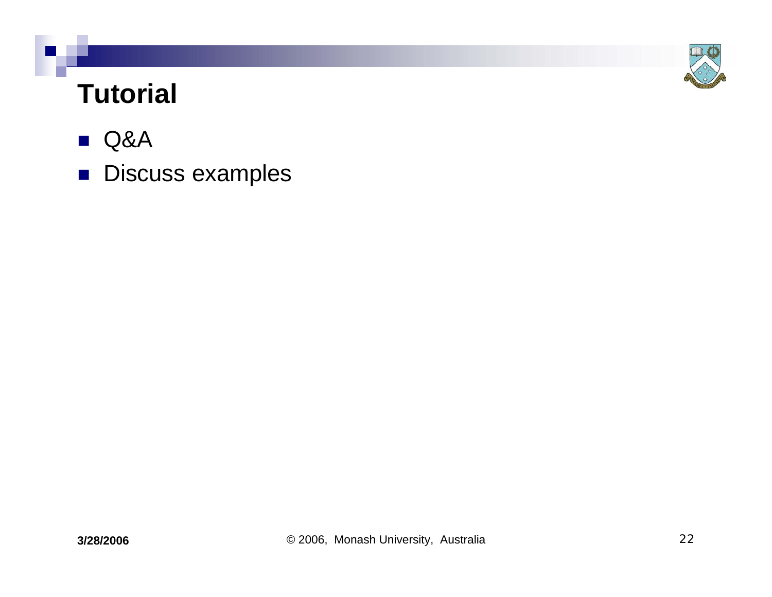# Tutorial

- Q&A
- Discuss examples